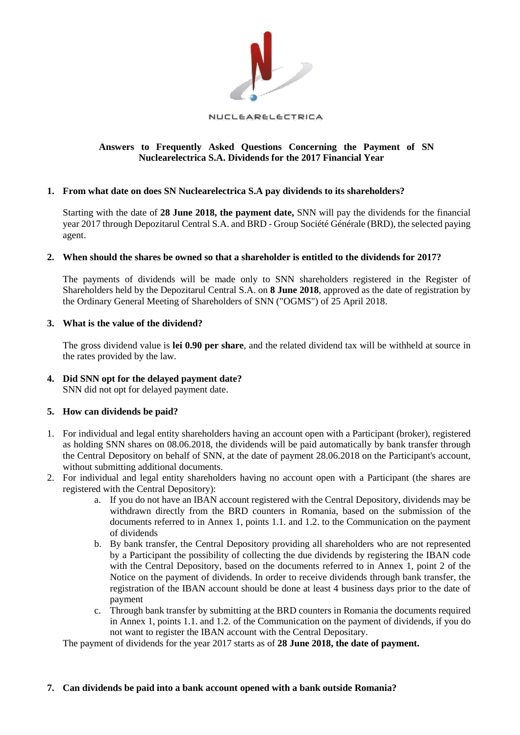NUCLEARELECTRICA

## Answers to Frequently Asked Questions Concerning the Payment of SN Nuclearelectrica S.A. Dividends for the 2017 Financial Year

**1. From what date on does SN Nuclearelectrica S.A pay dividends to its shareholders?**

Starting with the date of **28 June 2018, the payment date,** SNN will pay the dividends for the financial year 2017 through Depozitarul Central S.A. and BRD - Group Société Générale (BRD), the selected paying agent.

**2. When should the shares be owned so that a shareholder is entitled to the dividends for 2017?**

The payments of dividends will be made only to SNN shareholders registered in the Register of Shareholders held by the Depozitarul Central S.A. on **8 June 2018**, approved as the date of registration by the Ordinary General Meeting of Shareholders of SNN ("OGMS") of 25 April 2018.

**3. What is the value of the dividend?**

The gross dividend value is **lei 0.90 per share**, and the related dividend tax will be withheld at source in the rates provided by the law.

**4. Did SNN opt for the delayed payment date?**

SNN did not opt for delayed payment date.

**5. How can dividends be paid?**

1. For individual and legal entity shareholders having an account open with a Participant (broker), registered as holding SNN shares on 08.06.2018, the dividends will be paid automatically by bank transfer through the Central Depository on behalf of SNN, at the date of payment 28.06.2018 on the Participant's account, without submitting additional documents.
2. For individual and legal entity shareholders having no account open with a Participant (the shares are registered with the Central Depository):
   a. If you do not have an IBAN account registered with the Central Depository, dividends may be withdrawn directly from the BRD counters in Romania, based on the submission of the documents referred to in Annex 1, points 1.1. and 1.2. to the Communication on the payment of dividends
   b. By bank transfer, the Central Depository providing all shareholders who are not represented by a Participant the possibility of collecting the due dividends by registering the IBAN code with the Central Depository, based on the documents referred to in Annex 1, point 2 of the Notice on the payment of dividends. In order to receive dividends through bank transfer, the registration of the IBAN account should be done at least 4 business days prior to the date of payment
   c. Through bank transfer by submitting at the BRD counters in Romania the documents required in Annex 1, points 1.1. and 1.2. of the Communication on the payment of dividends, if you do not want to register the IBAN account with the Central Depositary.

The payment of dividends for the year 2017 starts as of **28 June 2018, the date of payment.**

**7. Can dividends be paid into a bank account opened with a bank outside Romania?**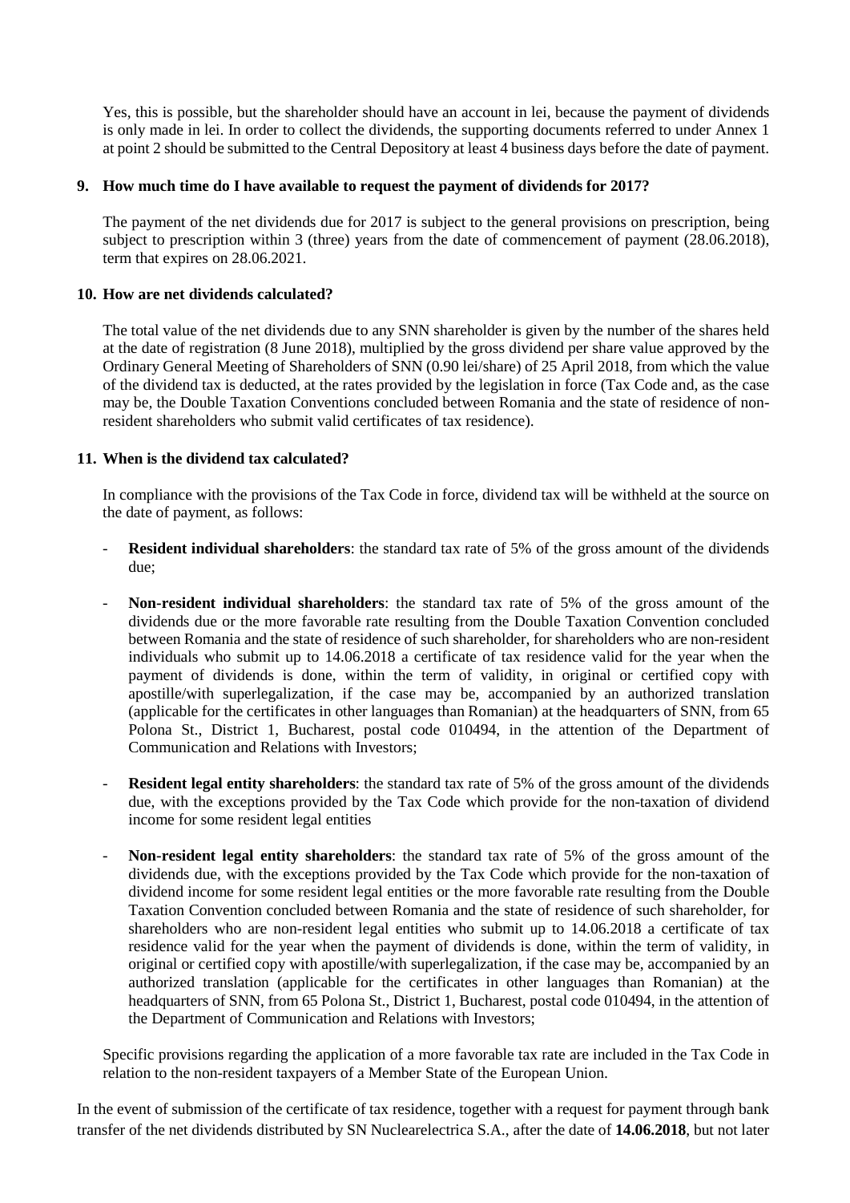Yes, this is possible, but the shareholder should have an account in lei, because the payment of dividends is only made in lei. In order to collect the dividends, the supporting documents referred to under Annex 1 at point 2 should be submitted to the Central Depository at least 4 business days before the date of payment.

**9. How much time do I have available to request the payment of dividends for 2017?**

The payment of the net dividends due for 2017 is subject to the general provisions on prescription, being subject to prescription within 3 (three) years from the date of commencement of payment (28.06.2018), term that expires on 28.06.2021.

**10. How are net dividends calculated?**

The total value of the net dividends due to any SNN shareholder is given by the number of the shares held at the date of registration (8 June 2018), multiplied by the gross dividend per share value approved by the Ordinary General Meeting of Shareholders of SNN (0.90 lei/share) of 25 April 2018, from which the value of the dividend tax is deducted, at the rates provided by the legislation in force (Tax Code and, as the case may be, the Double Taxation Conventions concluded between Romania and the state of residence of non-resident shareholders who submit valid certificates of tax residence).

**11. When is the dividend tax calculated?**

In compliance with the provisions of the Tax Code in force, dividend tax will be withheld at the source on the date of payment, as follows:

- **Resident individual shareholders**: the standard tax rate of 5% of the gross amount of the dividends due;
- **Non-resident individual shareholders**: the standard tax rate of 5% of the gross amount of the dividends due or the more favorable rate resulting from the Double Taxation Convention concluded between Romania and the state of residence of such shareholder, for shareholders who are non-resident individuals who submit up to 14.06.2018 a certificate of tax residence valid for the year when the payment of dividends is done, within the term of validity, in original or certified copy with apostille/with superlegalization, if the case may be, accompanied by an authorized translation (applicable for the certificates in other languages than Romanian) at the headquarters of SNN, from 65 Polona St., District 1, Bucharest, postal code 010494, in the attention of the Department of Communication and Relations with Investors;
- **Resident legal entity shareholders**: the standard tax rate of 5% of the gross amount of the dividends due, with the exceptions provided by the Tax Code which provide for the non-taxation of dividend income for some resident legal entities
- **Non-resident legal entity shareholders**: the standard tax rate of 5% of the gross amount of the dividends due, with the exceptions provided by the Tax Code which provide for the non-taxation of dividend income for some resident legal entities or the more favorable rate resulting from the Double Taxation Convention concluded between Romania and the state of residence of such shareholder, for shareholders who are non-resident legal entities who submit up to 14.06.2018 a certificate of tax residence valid for the year when the payment of dividends is done, within the term of validity, in original or certified copy with apostille/with superlegalization, if the case may be, accompanied by an authorized translation (applicable for the certificates in other languages than Romanian) at the headquarters of SNN, from 65 Polona St., District 1, Bucharest, postal code 010494, in the attention of the Department of Communication and Relations with Investors;

Specific provisions regarding the application of a more favorable tax rate are included in the Tax Code in relation to the non-resident taxpayers of a Member State of the European Union.

In the event of submission of the certificate of tax residence, together with a request for payment through bank transfer of the net dividends distributed by SN Nuclearelectrica S.A., after the date of **14.06.2018**, but not later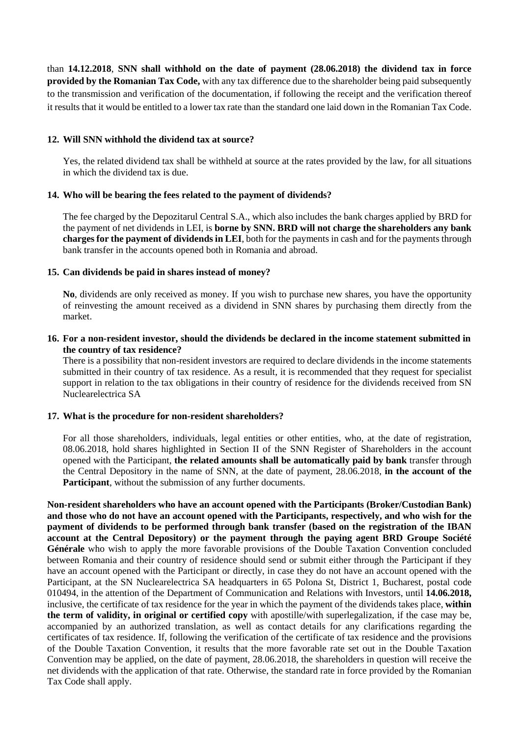than **14.12.2018**, **SNN shall withhold on the date of payment (28.06.2018) the dividend tax in force provided by the Romanian Tax Code,** with any tax difference due to the shareholder being paid subsequently to the transmission and verification of the documentation, if following the receipt and the verification thereof it results that it would be entitled to a lower tax rate than the standard one laid down in the Romanian Tax Code.

**12. Will SNN withhold the dividend tax at source?**

Yes, the related dividend tax shall be withheld at source at the rates provided by the law, for all situations in which the dividend tax is due.

**14. Who will be bearing the fees related to the payment of dividends?**

The fee charged by the Depozitarul Central S.A., which also includes the bank charges applied by BRD for the payment of net dividends in LEI, is **borne by SNN. BRD will not charge the shareholders any bank charges for the payment of dividends in LEI**, both for the payments in cash and for the payments through bank transfer in the accounts opened both in Romania and abroad.

**15. Can dividends be paid in shares instead of money?**

**No**, dividends are only received as money. If you wish to purchase new shares, you have the opportunity of reinvesting the amount received as a dividend in SNN shares by purchasing them directly from the market.

**16. For a non-resident investor, should the dividends be declared in the income statement submitted in the country of tax residence?**

There is a possibility that non-resident investors are required to declare dividends in the income statements submitted in their country of tax residence. As a result, it is recommended that they request for specialist support in relation to the tax obligations in their country of residence for the dividends received from SN Nuclearelectrica SA

**17. What is the procedure for non-resident shareholders?**

For all those shareholders, individuals, legal entities or other entities, who, at the date of registration, 08.06.2018, hold shares highlighted in Section II of the SNN Register of Shareholders in the account opened with the Participant, **the related amounts shall be automatically paid by bank** transfer through the Central Depository in the name of SNN, at the date of payment, 28.06.2018, **in the account of the Participant**, without the submission of any further documents.

**Non-resident shareholders who have an account opened with the Participants (Broker/Custodian Bank) and those who do not have an account opened with the Participants, respectively, and who wish for the payment of dividends to be performed through bank transfer (based on the registration of the IBAN account at the Central Depository) or the payment through the paying agent BRD Groupe Société Générale** who wish to apply the more favorable provisions of the Double Taxation Convention concluded between Romania and their country of residence should send or submit either through the Participant if they have an account opened with the Participant or directly, in case they do not have an account opened with the Participant, at the SN Nuclearelectrica SA headquarters in 65 Polona St, District 1, Bucharest, postal code 010494, in the attention of the Department of Communication and Relations with Investors, until **14.06.2018,** inclusive, the certificate of tax residence for the year in which the payment of the dividends takes place, **within the term of validity, in original or certified copy** with apostille/with superlegalization, if the case may be, accompanied by an authorized translation, as well as contact details for any clarifications regarding the certificates of tax residence. If, following the verification of the certificate of tax residence and the provisions of the Double Taxation Convention, it results that the more favorable rate set out in the Double Taxation Convention may be applied, on the date of payment, 28.06.2018, the shareholders in question will receive the net dividends with the application of that rate. Otherwise, the standard rate in force provided by the Romanian Tax Code shall apply.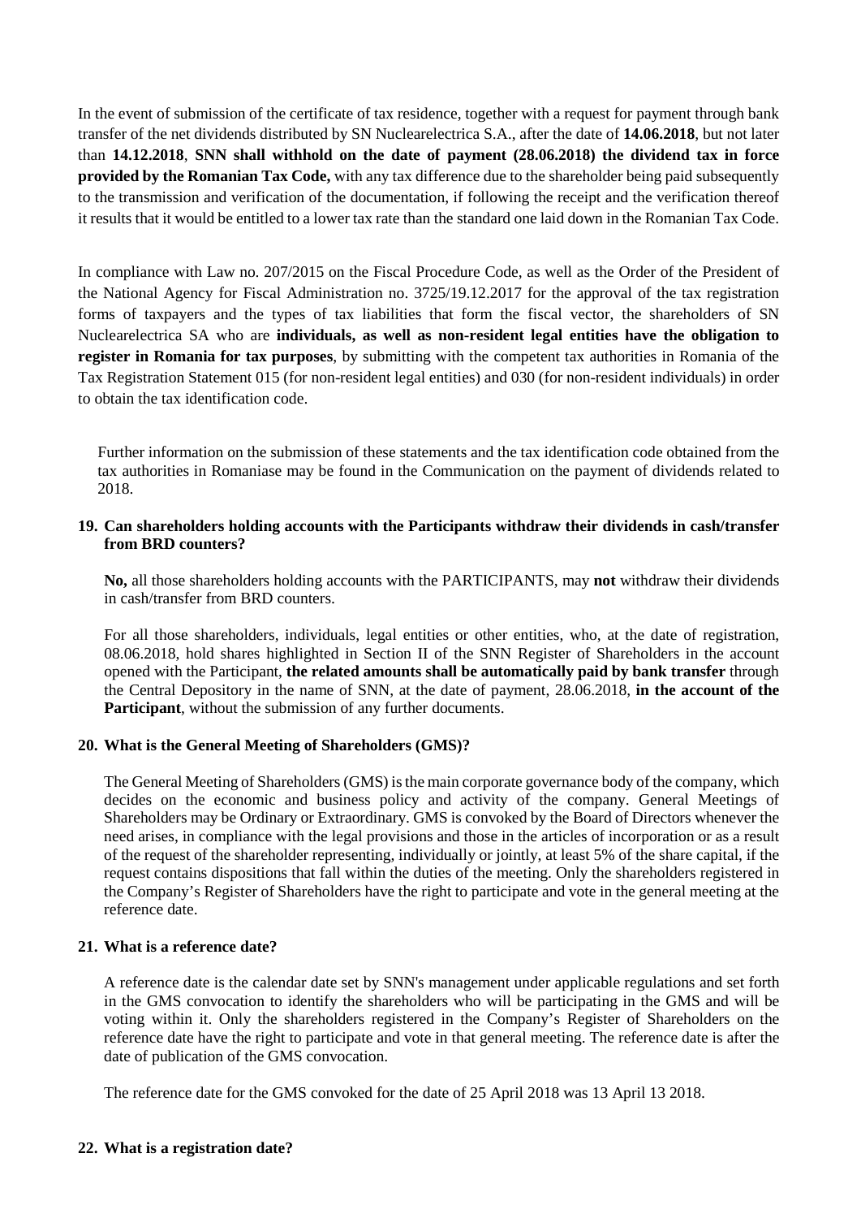In the event of submission of the certificate of tax residence, together with a request for payment through bank transfer of the net dividends distributed by SN Nuclearelectrica S.A., after the date of **14.06.2018**, but not later than **14.12.2018**, **SNN shall withhold on the date of payment (28.06.2018) the dividend tax in force provided by the Romanian Tax Code,** with any tax difference due to the shareholder being paid subsequently to the transmission and verification of the documentation, if following the receipt and the verification thereof it results that it would be entitled to a lower tax rate than the standard one laid down in the Romanian Tax Code.

In compliance with Law no. 207/2015 on the Fiscal Procedure Code, as well as the Order of the President of the National Agency for Fiscal Administration no. 3725/19.12.2017 for the approval of the tax registration forms of taxpayers and the types of tax liabilities that form the fiscal vector, the shareholders of SN Nuclearelectrica SA who are **individuals, as well as non-resident legal entities have the obligation to register in Romania for tax purposes**, by submitting with the competent tax authorities in Romania of the Tax Registration Statement 015 (for non-resident legal entities) and 030 (for non-resident individuals) in order to obtain the tax identification code.

Further information on the submission of these statements and the tax identification code obtained from the tax authorities in Romaniase may be found in the Communication on the payment of dividends related to 2018.

**19. Can shareholders holding accounts with the Participants withdraw their dividends in cash/transfer from BRD counters?**

**No,** all those shareholders holding accounts with the PARTICIPANTS, may **not** withdraw their dividends in cash/transfer from BRD counters.

For all those shareholders, individuals, legal entities or other entities, who, at the date of registration, 08.06.2018, hold shares highlighted in Section II of the SNN Register of Shareholders in the account opened with the Participant, **the related amounts shall be automatically paid by bank transfer** through the Central Depository in the name of SNN, at the date of payment, 28.06.2018, **in the account of the Participant**, without the submission of any further documents.

**20. What is the General Meeting of Shareholders (GMS)?**

The General Meeting of Shareholders (GMS) is the main corporate governance body of the company, which decides on the economic and business policy and activity of the company. General Meetings of Shareholders may be Ordinary or Extraordinary. GMS is convoked by the Board of Directors whenever the need arises, in compliance with the legal provisions and those in the articles of incorporation or as a result of the request of the shareholder representing, individually or jointly, at least 5% of the share capital, if the request contains dispositions that fall within the duties of the meeting. Only the shareholders registered in the Company's Register of Shareholders have the right to participate and vote in the general meeting at the reference date.

**21. What is a reference date?**

A reference date is the calendar date set by SNN's management under applicable regulations and set forth in the GMS convocation to identify the shareholders who will be participating in the GMS and will be voting within it. Only the shareholders registered in the Company's Register of Shareholders on the reference date have the right to participate and vote in that general meeting. The reference date is after the date of publication of the GMS convocation.

The reference date for the GMS convoked for the date of 25 April 2018 was 13 April 13 2018.

**22. What is a registration date?**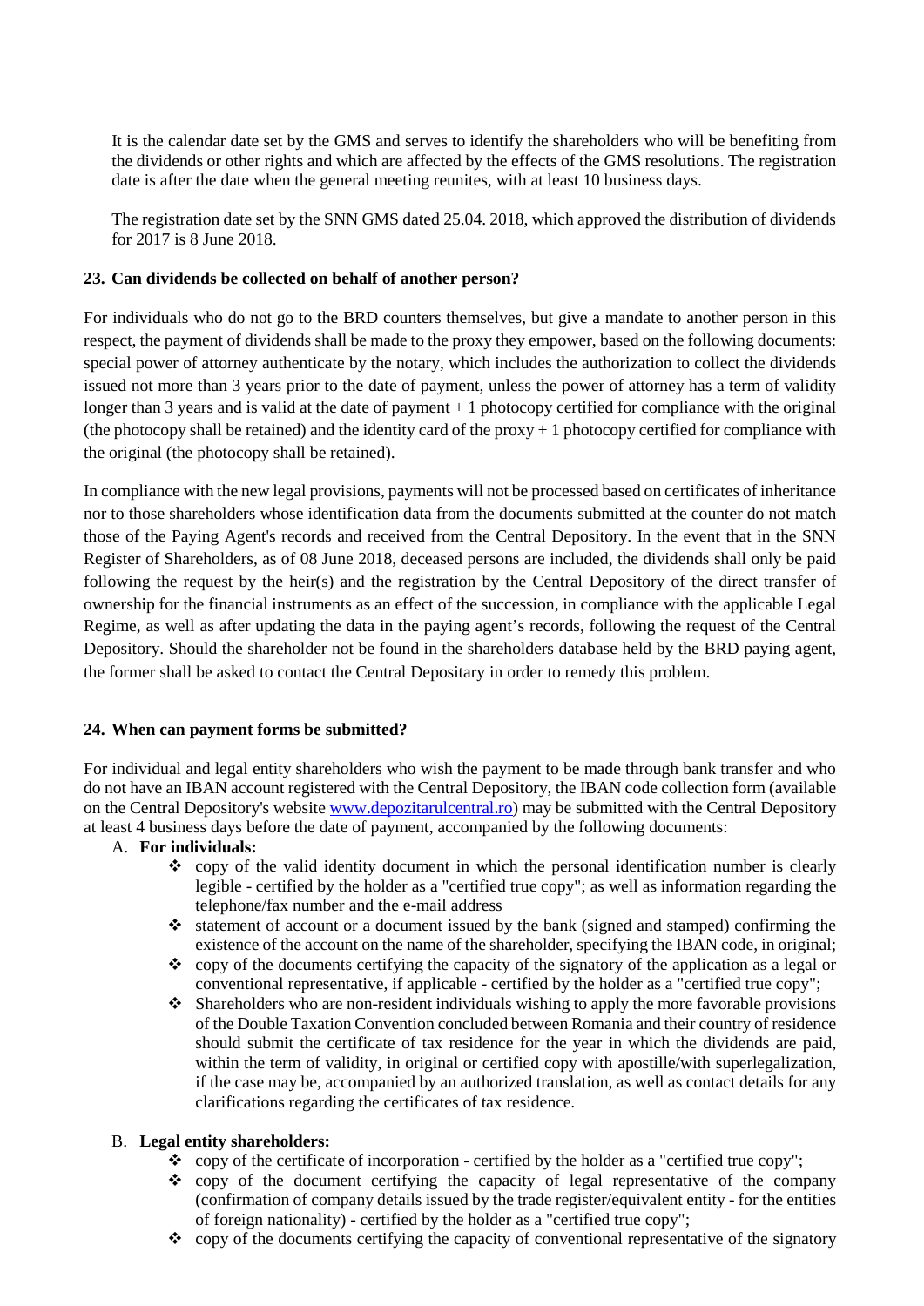It is the calendar date set by the GMS and serves to identify the shareholders who will be benefiting from the dividends or other rights and which are affected by the effects of the GMS resolutions. The registration date is after the date when the general meeting reunites, with at least 10 business days.

The registration date set by the SNN GMS dated 25.04. 2018, which approved the distribution of dividends for 2017 is 8 June 2018.

## 23. Can dividends be collected on behalf of another person?

For individuals who do not go to the BRD counters themselves, but give a mandate to another person in this respect, the payment of dividends shall be made to the proxy they empower, based on the following documents: special power of attorney authenticate by the notary, which includes the authorization to collect the dividends issued not more than 3 years prior to the date of payment, unless the power of attorney has a term of validity longer than 3 years and is valid at the date of payment + 1 photocopy certified for compliance with the original (the photocopy shall be retained) and the identity card of the proxy + 1 photocopy certified for compliance with the original (the photocopy shall be retained).

In compliance with the new legal provisions, payments will not be processed based on certificates of inheritance nor to those shareholders whose identification data from the documents submitted at the counter do not match those of the Paying Agent's records and received from the Central Depository. In the event that in the SNN Register of Shareholders, as of 08 June 2018, deceased persons are included, the dividends shall only be paid following the request by the heir(s) and the registration by the Central Depository of the direct transfer of ownership for the financial instruments as an effect of the succession, in compliance with the applicable Legal Regime, as well as after updating the data in the paying agent's records, following the request of the Central Depository. Should the shareholder not be found in the shareholders database held by the BRD paying agent, the former shall be asked to contact the Central Depositary in order to remedy this problem.

## 24. When can payment forms be submitted?

For individual and legal entity shareholders who wish the payment to be made through bank transfer and who do not have an IBAN account registered with the Central Depository, the IBAN code collection form (available on the Central Depository's website www.depozitarulcentral.ro) may be submitted with the Central Depository at least 4 business days before the date of payment, accompanied by the following documents:

A. **For individuals:**
   - copy of the valid identity document in which the personal identification number is clearly legible - certified by the holder as a "certified true copy"; as well as information regarding the telephone/fax number and the e-mail address
   - statement of account or a document issued by the bank (signed and stamped) confirming the existence of the account on the name of the shareholder, specifying the IBAN code, in original;
   - copy of the documents certifying the capacity of the signatory of the application as a legal or conventional representative, if applicable - certified by the holder as a "certified true copy";
   - Shareholders who are non-resident individuals wishing to apply the more favorable provisions of the Double Taxation Convention concluded between Romania and their country of residence should submit the certificate of tax residence for the year in which the dividends are paid, within the term of validity, in original or certified copy with apostille/with superlegalization, if the case may be, accompanied by an authorized translation, as well as contact details for any clarifications regarding the certificates of tax residence.

B. **Legal entity shareholders:**
   - copy of the certificate of incorporation - certified by the holder as a "certified true copy";
   - copy of the document certifying the capacity of legal representative of the company (confirmation of company details issued by the trade register/equivalent entity - for the entities of foreign nationality) - certified by the holder as a "certified true copy";
   - copy of the documents certifying the capacity of conventional representative of the signatory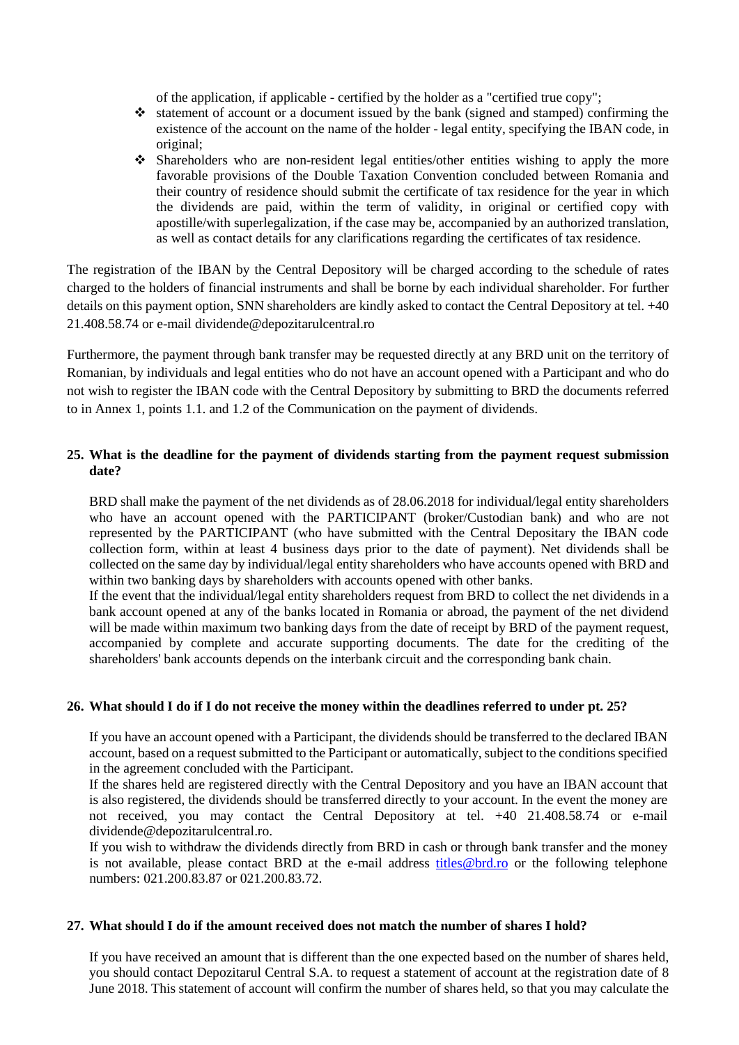of the application, if applicable - certified by the holder as a "certified true copy";

- statement of account or a document issued by the bank (signed and stamped) confirming the existence of the account on the name of the holder - legal entity, specifying the IBAN code, in original;
- Shareholders who are non-resident legal entities/other entities wishing to apply the more favorable provisions of the Double Taxation Convention concluded between Romania and their country of residence should submit the certificate of tax residence for the year in which the dividends are paid, within the term of validity, in original or certified copy with apostille/with superlegalization, if the case may be, accompanied by an authorized translation, as well as contact details for any clarifications regarding the certificates of tax residence.

The registration of the IBAN by the Central Depository will be charged according to the schedule of rates charged to the holders of financial instruments and shall be borne by each individual shareholder. For further details on this payment option, SNN shareholders are kindly asked to contact the Central Depository at tel. +40 21.408.58.74 or e-mail dividende@depozitarulcentral.ro

Furthermore, the payment through bank transfer may be requested directly at any BRD unit on the territory of Romanian, by individuals and legal entities who do not have an account opened with a Participant and who do not wish to register the IBAN code with the Central Depository by submitting to BRD the documents referred to in Annex 1, points 1.1. and 1.2 of the Communication on the payment of dividends.

**25. What is the deadline for the payment of dividends starting from the payment request submission date?**

BRD shall make the payment of the net dividends as of 28.06.2018 for individual/legal entity shareholders who have an account opened with the PARTICIPANT (broker/Custodian bank) and who are not represented by the PARTICIPANT (who have submitted with the Central Depositary the IBAN code collection form, within at least 4 business days prior to the date of payment). Net dividends shall be collected on the same day by individual/legal entity shareholders who have accounts opened with BRD and within two banking days by shareholders with accounts opened with other banks.

If the event that the individual/legal entity shareholders request from BRD to collect the net dividends in a bank account opened at any of the banks located in Romania or abroad, the payment of the net dividend will be made within maximum two banking days from the date of receipt by BRD of the payment request, accompanied by complete and accurate supporting documents. The date for the crediting of the shareholders' bank accounts depends on the interbank circuit and the corresponding bank chain.

**26. What should I do if I do not receive the money within the deadlines referred to under pt. 25?**

If you have an account opened with a Participant, the dividends should be transferred to the declared IBAN account, based on a request submitted to the Participant or automatically, subject to the conditions specified in the agreement concluded with the Participant.

If the shares held are registered directly with the Central Depository and you have an IBAN account that is also registered, the dividends should be transferred directly to your account. In the event the money are not received, you may contact the Central Depository at tel. +40 21.408.58.74 or e-mail dividende@depozitarulcentral.ro.

If you wish to withdraw the dividends directly from BRD in cash or through bank transfer and the money is not available, please contact BRD at the e-mail address titles@brd.ro or the following telephone numbers: 021.200.83.87 or 021.200.83.72.

**27. What should I do if the amount received does not match the number of shares I hold?**

If you have received an amount that is different than the one expected based on the number of shares held, you should contact Depozitarul Central S.A. to request a statement of account at the registration date of 8 June 2018. This statement of account will confirm the number of shares held, so that you may calculate the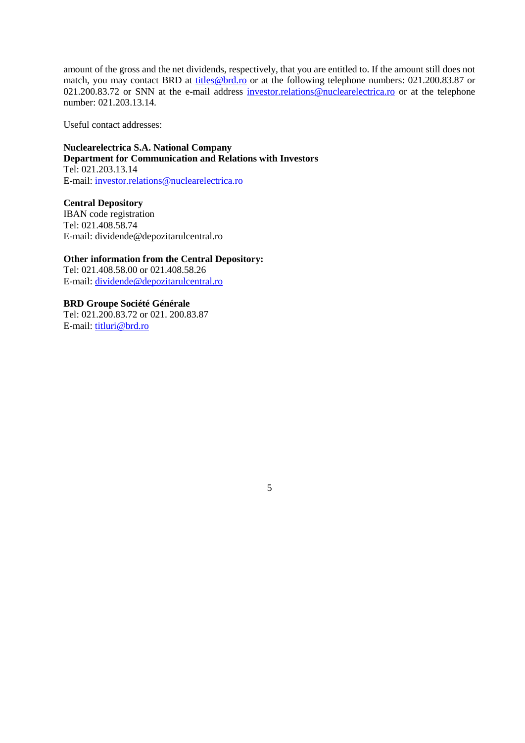amount of the gross and the net dividends, respectively, that you are entitled to. If the amount still does not match, you may contact BRD at titles@brd.ro or at the following telephone numbers: 021.200.83.87 or 021.200.83.72 or SNN at the e-mail address investor.relations@nuclearelectrica.ro or at the telephone number: 021.203.13.14.

Useful contact addresses:

**Nuclearelectrica S.A. National Company**
**Department for Communication and Relations with Investors**
Tel: 021.203.13.14
E-mail: investor.relations@nuclearelectrica.ro

**Central Depository**
IBAN code registration
Tel: 021.408.58.74
E-mail: dividende@depozitarulcentral.ro

**Other information from the Central Depository:**
Tel: 021.408.58.00 or 021.408.58.26
E-mail: dividende@depozitarulcentral.ro

**BRD Groupe Société Générale**
Tel: 021.200.83.72 or 021. 200.83.87
E-mail: titluri@brd.ro